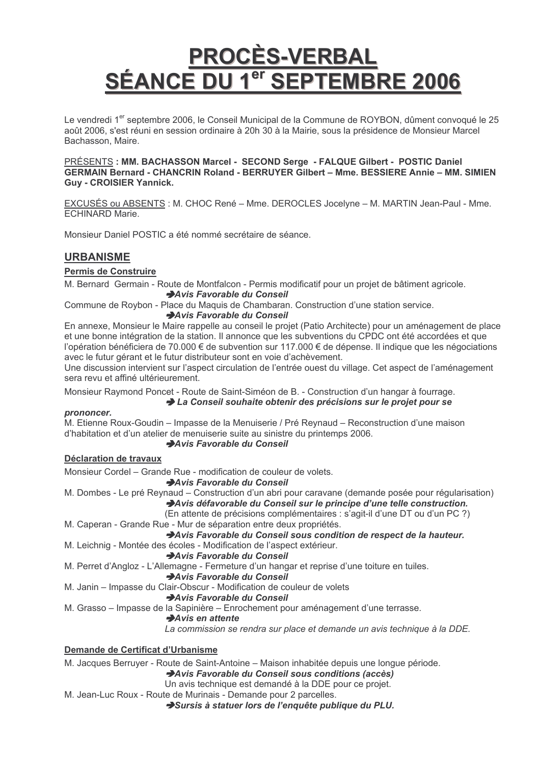# PROCÈS-VERBAL
# SÉANCE DU 1er SEPTEMBRE 2006

Le vendredi 1er septembre 2006, le Conseil Municipal de la Commune de ROYBON, dûment convoqué le 25 août 2006, s'est réuni en session ordinaire à 20h 30 à la Mairie, sous la présidence de Monsieur Marcel Bachasson, Maire.

PRÉSENTS **: MM. BACHASSON Marcel - SECOND Serge - FALQUE Gilbert - POSTIC Daniel GERMAIN Bernard - CHANCRIN Roland - BERRUYER Gilbert – Mme. BESSIERE Annie – MM. SIMIEN Guy - CROISIER Yannick.**

EXCUSÉS ou ABSENTS : M. CHOC René – Mme. DEROCLES Jocelyne – M. MARTIN Jean-Paul - Mme. ECHINARD Marie.

Monsieur Daniel POSTIC a été nommé secrétaire de séance.

## URBANISME

### Permis de Construire

M. Bernard Germain - Route de Montfalcon - Permis modificatif pour un projet de bâtiment agricole.

➔***Avis Favorable du Conseil***

Commune de Roybon - Place du Maquis de Chambaran. Construction d'une station service.

➔***Avis Favorable du Conseil***

En annexe, Monsieur le Maire rappelle au conseil le projet (Patio Architecte) pour un aménagement de place et une bonne intégration de la station. Il annonce que les subventions du CPDC ont été accordées et que l'opération bénéficiera de 70.000 € de subvention sur 117.000 € de dépense. Il indique que les négociations avec le futur gérant et le futur distributeur sont en voie d'achèvement.

Une discussion intervient sur l'aspect circulation de l'entrée ouest du village. Cet aspect de l'aménagement sera revu et affiné ultérieurement.

Monsieur Raymond Poncet - Route de Saint-Siméon de B. - Construction d'un hangar à fourrage.

➔ ***La Conseil souhaite obtenir des précisions sur le projet pour se prononcer.***

M. Etienne Roux-Goudin – Impasse de la Menuiserie / Pré Reynaud – Reconstruction d'une maison d'habitation et d'un atelier de menuiserie suite au sinistre du printemps 2006.

➔***Avis Favorable du Conseil***

### Déclaration de travaux

Monsieur Cordel – Grande Rue - modification de couleur de volets.

➔***Avis Favorable du Conseil***

M. Dombes - Le pré Reynaud – Construction d'un abri pour caravane (demande posée pour régularisation)

➔***Avis défavorable du Conseil sur le principe d'une telle construction.***

(En attente de précisions complémentaires : s'agit-il d'une DT ou d'un PC ?)

M. Caperan - Grande Rue - Mur de séparation entre deux propriétés.

➔***Avis Favorable du Conseil sous condition de respect de la hauteur.***

M. Leichnig - Montée des écoles - Modification de l'aspect extérieur.

➔***Avis Favorable du Conseil***

M. Perret d'Angloz - L'Allemagne - Fermeture d'un hangar et reprise d'une toiture en tuiles.

➔***Avis Favorable du Conseil***

M. Janin – Impasse du Clair-Obscur - Modification de couleur de volets

➔***Avis Favorable du Conseil***

M. Grasso – Impasse de la Sapinière – Enrochement pour aménagement d'une terrasse.

➔***Avis en attente***

*La commission se rendra sur place et demande un avis technique à la DDE.*

### Demande de Certificat d'Urbanisme

M. Jacques Berruyer - Route de Saint-Antoine – Maison inhabitée depuis une longue période.

➔***Avis Favorable du Conseil sous conditions (accès)***

Un avis technique est demandé à la DDE pour ce projet.

M. Jean-Luc Roux - Route de Murinais - Demande pour 2 parcelles.

➔***Sursis à statuer lors de l'enquête publique du PLU.***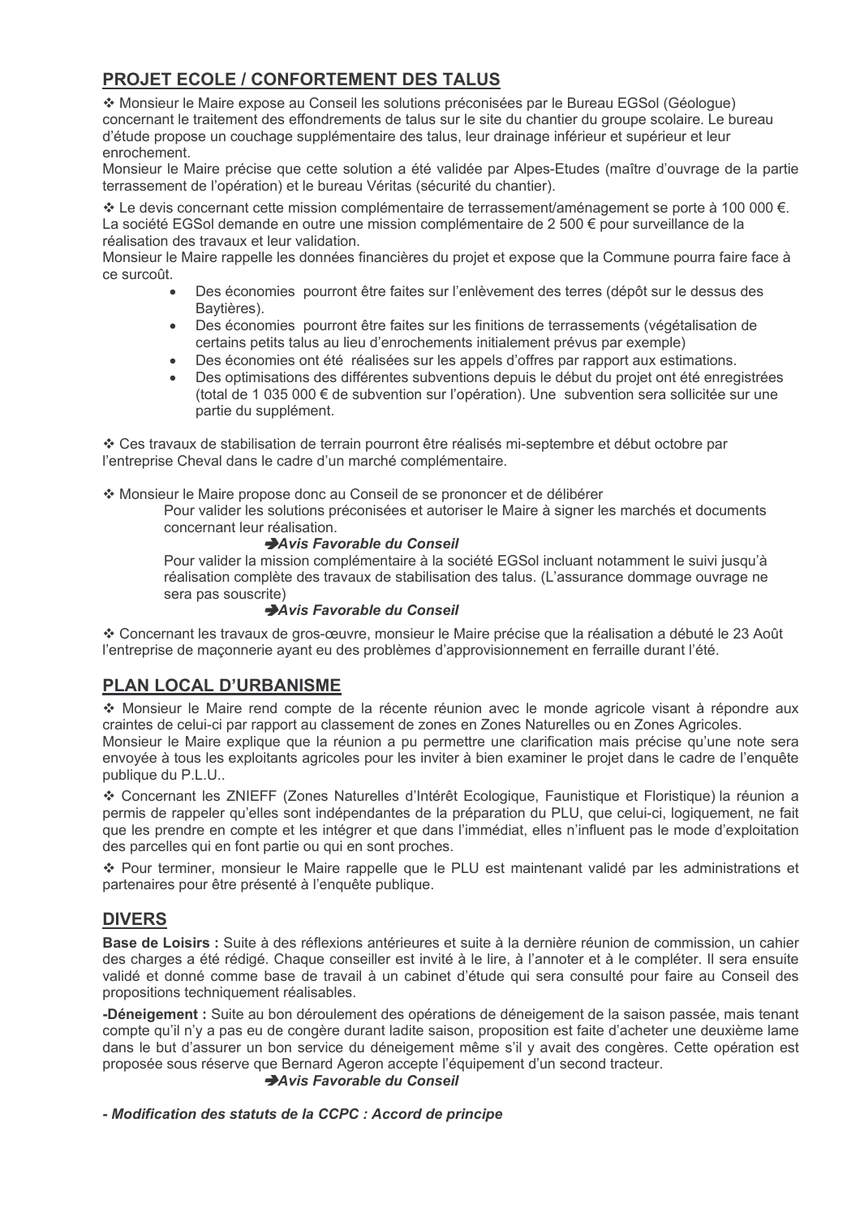## PROJET ECOLE / CONFORTEMENT DES TALUS

❖ Monsieur le Maire expose au Conseil les solutions préconisées par le Bureau EGSol (Géologue) concernant le traitement des effondrements de talus sur le site du chantier du groupe scolaire. Le bureau d'étude propose un couchage supplémentaire des talus, leur drainage inférieur et supérieur et leur enrochement.
Monsieur le Maire précise que cette solution a été validée par Alpes-Etudes (maître d'ouvrage de la partie terrassement de l'opération) et le bureau Véritas (sécurité du chantier).

❖ Le devis concernant cette mission complémentaire de terrassement/aménagement se porte à 100 000 €.
La société EGSol demande en outre une mission complémentaire de 2 500 € pour surveillance de la réalisation des travaux et leur validation.
Monsieur le Maire rappelle les données financières du projet et expose que la Commune pourra faire face à ce surcoût.

- Des économies pourront être faites sur l'enlèvement des terres (dépôt sur le dessus des Baytières).
- Des économies pourront être faites sur les finitions de terrassements (végétalisation de certains petits talus au lieu d'enrochements initialement prévus par exemple)
- Des économies ont été réalisées sur les appels d'offres par rapport aux estimations.
- Des optimisations des différentes subventions depuis le début du projet ont été enregistrées (total de 1 035 000 € de subvention sur l'opération). Une subvention sera sollicitée sur une partie du supplément.

❖ Ces travaux de stabilisation de terrain pourront être réalisés mi-septembre et début octobre par l'entreprise Cheval dans le cadre d'un marché complémentaire.

❖ Monsieur le Maire propose donc au Conseil de se prononcer et de délibérer

Pour valider les solutions préconisées et autoriser le Maire à signer les marchés et documents concernant leur réalisation.

➔***Avis Favorable du Conseil***

Pour valider la mission complémentaire à la société EGSol incluant notamment le suivi jusqu'à réalisation complète des travaux de stabilisation des talus. (L'assurance dommage ouvrage ne sera pas souscrite)

➔***Avis Favorable du Conseil***

❖ Concernant les travaux de gros-œuvre, monsieur le Maire précise que la réalisation a débuté le 23 Août l'entreprise de maçonnerie ayant eu des problèmes d'approvisionnement en ferraille durant l'été.

## PLAN LOCAL D'URBANISME

❖ Monsieur le Maire rend compte de la récente réunion avec le monde agricole visant à répondre aux craintes de celui-ci par rapport au classement de zones en Zones Naturelles ou en Zones Agricoles.
Monsieur le Maire explique que la réunion a pu permettre une clarification mais précise qu'une note sera envoyée à tous les exploitants agricoles pour les inviter à bien examiner le projet dans le cadre de l'enquête publique du P.L.U..

❖ Concernant les ZNIEFF (Zones Naturelles d'Intérêt Ecologique, Faunistique et Floristique) la réunion a permis de rappeler qu'elles sont indépendantes de la préparation du PLU, que celui-ci, logiquement, ne fait que les prendre en compte et les intégrer et que dans l'immédiat, elles n'influent pas le mode d'exploitation des parcelles qui en font partie ou qui en sont proches.

❖ Pour terminer, monsieur le Maire rappelle que le PLU est maintenant validé par les administrations et partenaires pour être présenté à l'enquête publique.

## DIVERS

**Base de Loisirs :** Suite à des réflexions antérieures et suite à la dernière réunion de commission, un cahier des charges a été rédigé. Chaque conseiller est invité à le lire, à l'annoter et à le compléter. Il sera ensuite validé et donné comme base de travail à un cabinet d'étude qui sera consulté pour faire au Conseil des propositions techniquement réalisables.

**-Déneigement :** Suite au bon déroulement des opérations de déneigement de la saison passée, mais tenant compte qu'il n'y a pas eu de congère durant ladite saison, proposition est faite d'acheter une deuxième lame dans le but d'assurer un bon service du déneigement même s'il y avait des congères. Cette opération est proposée sous réserve que Bernard Ageron accepte l'équipement d'un second tracteur.

➔***Avis Favorable du Conseil***

***- Modification des statuts de la CCPC : Accord de principe***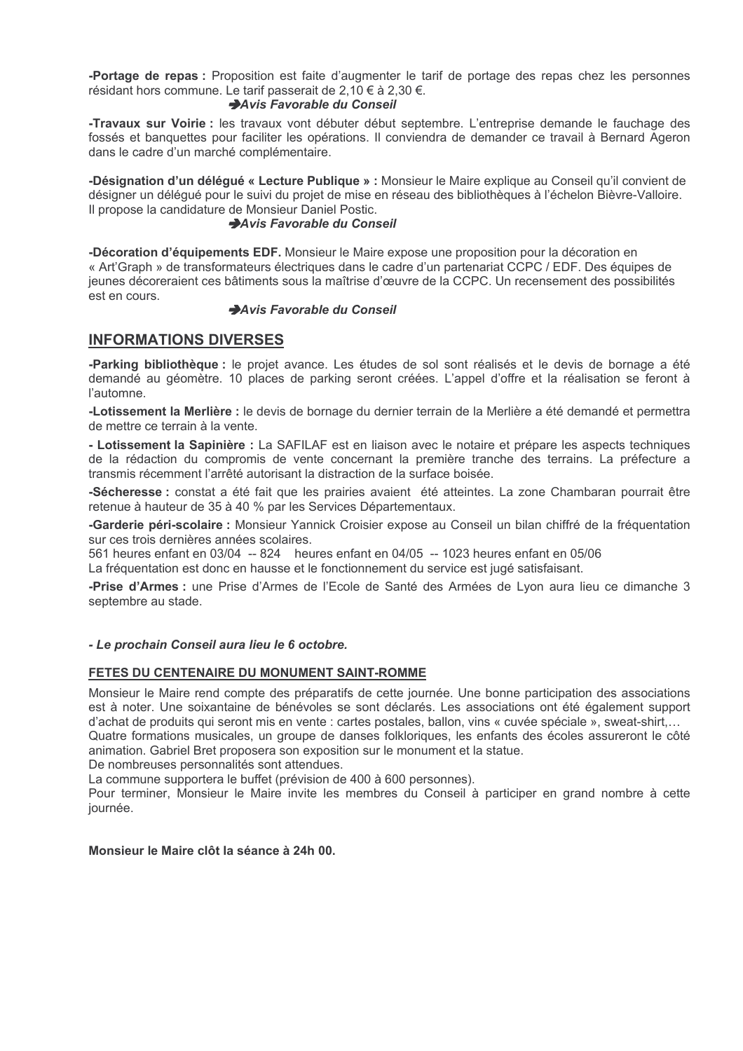**-Portage de repas :** Proposition est faite d'augmenter le tarif de portage des repas chez les personnes résidant hors commune. Le tarif passerait de 2,10 € à 2,30 €.

➔***Avis Favorable du Conseil***

**-Travaux sur Voirie :** les travaux vont débuter début septembre. L'entreprise demande le fauchage des fossés et banquettes pour faciliter les opérations. Il conviendra de demander ce travail à Bernard Ageron dans le cadre d'un marché complémentaire.

**-Désignation d'un délégué « Lecture Publique » :** Monsieur le Maire explique au Conseil qu'il convient de désigner un délégué pour le suivi du projet de mise en réseau des bibliothèques à l'échelon Bièvre-Valloire. Il propose la candidature de Monsieur Daniel Postic.

➔***Avis Favorable du Conseil***

**-Décoration d'équipements EDF.** Monsieur le Maire expose une proposition pour la décoration en « Art'Graph » de transformateurs électriques dans le cadre d'un partenariat CCPC / EDF. Des équipes de jeunes décoreraient ces bâtiments sous la maîtrise d'œuvre de la CCPC. Un recensement des possibilités est en cours.

➔***Avis Favorable du Conseil***

## INFORMATIONS DIVERSES

**-Parking bibliothèque :** le projet avance. Les études de sol sont réalisés et le devis de bornage a été demandé au géomètre. 10 places de parking seront créées. L'appel d'offre et la réalisation se feront à l'automne.

**-Lotissement la Merlière :** le devis de bornage du dernier terrain de la Merlière a été demandé et permettra de mettre ce terrain à la vente.

**- Lotissement la Sapinière :** La SAFILAF est en liaison avec le notaire et prépare les aspects techniques de la rédaction du compromis de vente concernant la première tranche des terrains. La préfecture a transmis récemment l'arrêté autorisant la distraction de la surface boisée.

**-Sécheresse :** constat a été fait que les prairies avaient été atteintes. La zone Chambaran pourrait être retenue à hauteur de 35 à 40 % par les Services Départementaux.

**-Garderie péri-scolaire :** Monsieur Yannick Croisier expose au Conseil un bilan chiffré de la fréquentation sur ces trois dernières années scolaires.

561 heures enfant en 03/04 -- 824 heures enfant en 04/05 -- 1023 heures enfant en 05/06

La fréquentation est donc en hausse et le fonctionnement du service est jugé satisfaisant.

**-Prise d'Armes :** une Prise d'Armes de l'Ecole de Santé des Armées de Lyon aura lieu ce dimanche 3 septembre au stade.

***- Le prochain Conseil aura lieu le 6 octobre.***

**FETES DU CENTENAIRE DU MONUMENT SAINT-ROMME**

Monsieur le Maire rend compte des préparatifs de cette journée. Une bonne participation des associations est à noter. Une soixantaine de bénévoles se sont déclarés. Les associations ont été également support d'achat de produits qui seront mis en vente : cartes postales, ballon, vins « cuvée spéciale », sweat-shirt,…

Quatre formations musicales, un groupe de danses folkloriques, les enfants des écoles assureront le côté animation. Gabriel Bret proposera son exposition sur le monument et la statue.

De nombreuses personnalités sont attendues.

La commune supportera le buffet (prévision de 400 à 600 personnes).

Pour terminer, Monsieur le Maire invite les membres du Conseil à participer en grand nombre à cette journée.

**Monsieur le Maire clôt la séance à 24h 00.**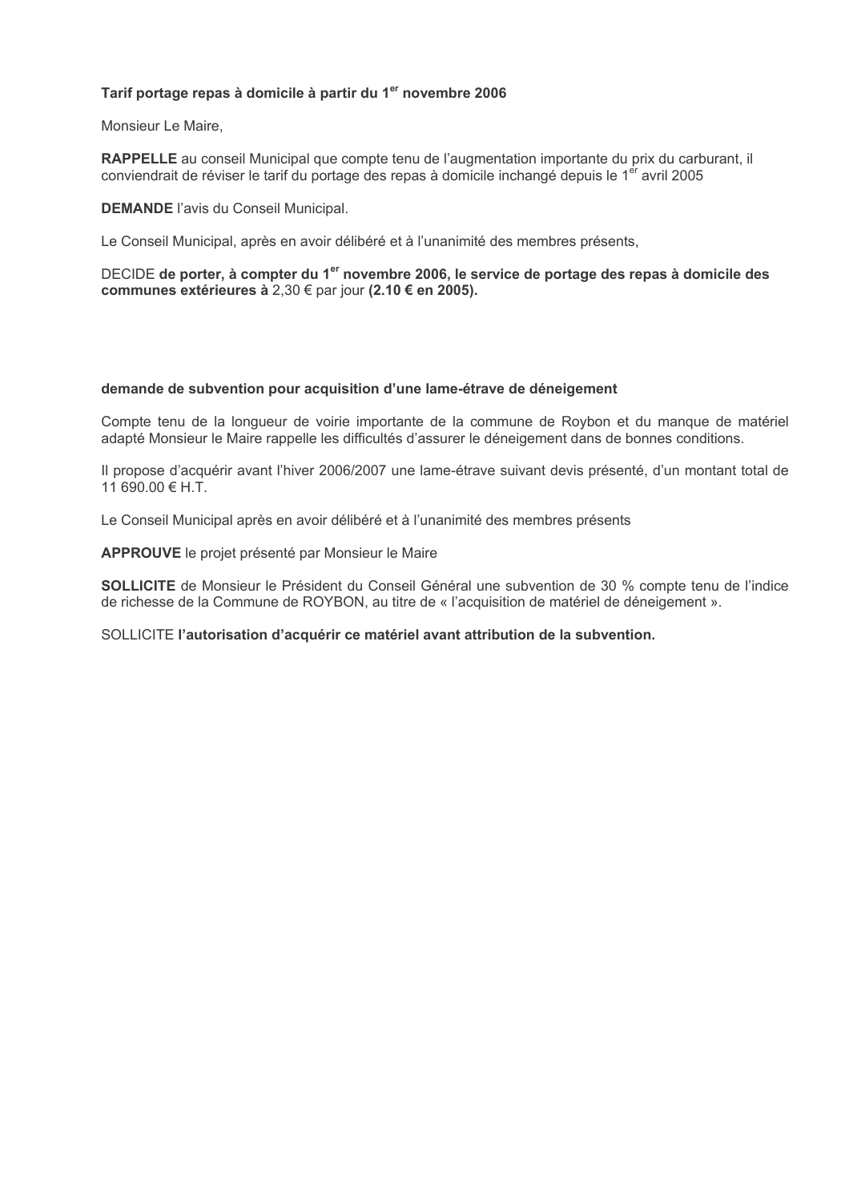**Tarif portage repas à domicile à partir du 1er novembre 2006**

Monsieur Le Maire,

**RAPPELLE** au conseil Municipal que compte tenu de l'augmentation importante du prix du carburant, il conviendrait de réviser le tarif du portage des repas à domicile inchangé depuis le 1er avril 2005

**DEMANDE** l'avis du Conseil Municipal.

Le Conseil Municipal, après en avoir délibéré et à l'unanimité des membres présents,

DECIDE **de porter, à compter du 1er novembre 2006, le service de portage des repas à domicile des communes extérieures à** 2,30 € par jour **(2.10 € en 2005).**

**demande de subvention pour acquisition d'une lame-étrave de déneigement**

Compte tenu de la longueur de voirie importante de la commune de Roybon et du manque de matériel adapté Monsieur le Maire rappelle les difficultés d'assurer le déneigement dans de bonnes conditions.

Il propose d'acquérir avant l'hiver 2006/2007 une lame-étrave suivant devis présenté, d'un montant total de 11 690.00 € H.T.

Le Conseil Municipal après en avoir délibéré et à l'unanimité des membres présents

**APPROUVE** le projet présenté par Monsieur le Maire

**SOLLICITE** de Monsieur le Président du Conseil Général une subvention de 30 % compte tenu de l'indice de richesse de la Commune de ROYBON, au titre de « l'acquisition de matériel de déneigement ».

SOLLICITE **l'autorisation d'acquérir ce matériel avant attribution de la subvention.**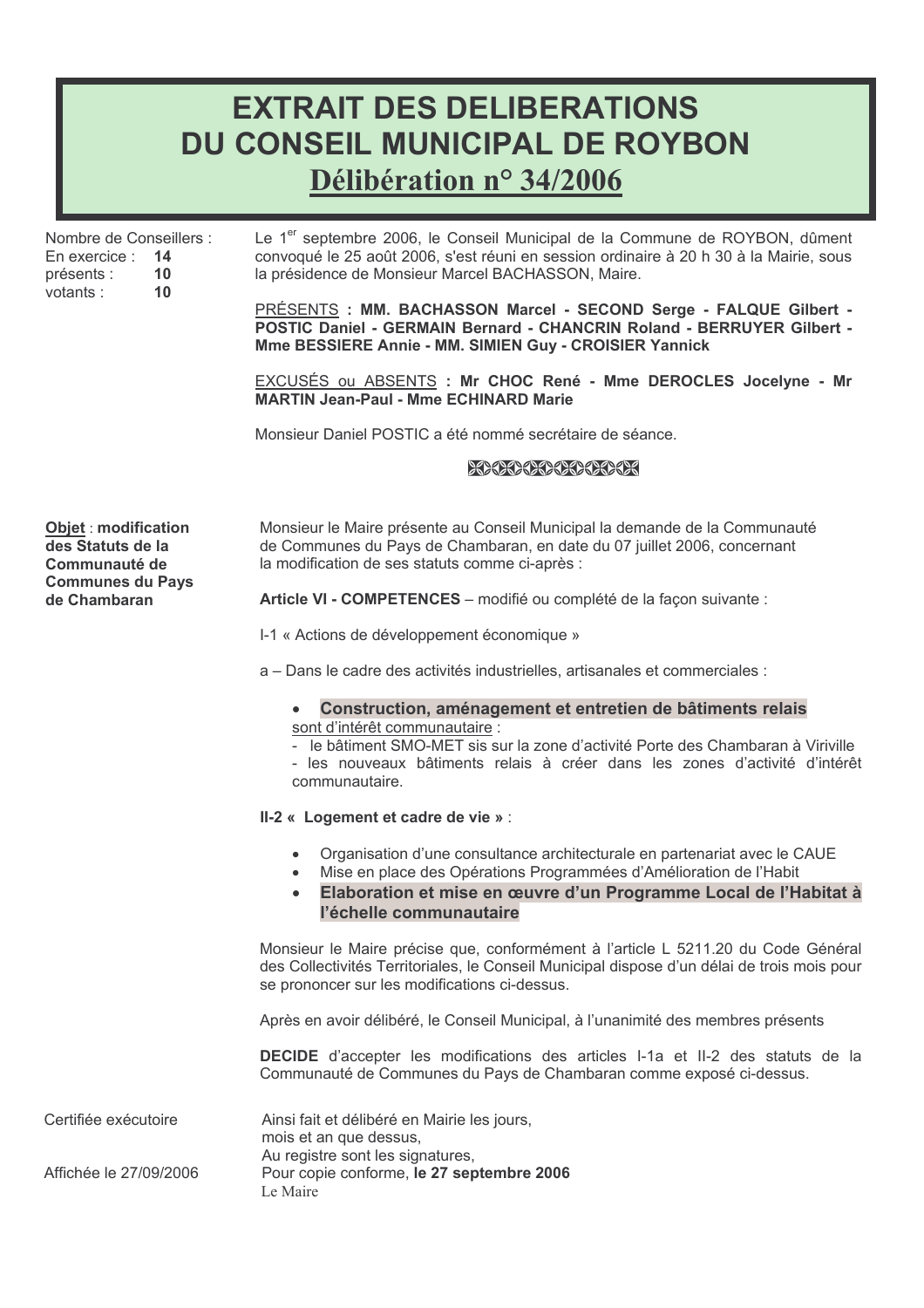# EXTRAIT DES DELIBERATIONS DU CONSEIL MUNICIPAL DE ROYBON

## Délibération n° 34/2006

Nombre de Conseillers :
En exercice : **14**
présents : **10**
votants : **10**

Le 1er septembre 2006, le Conseil Municipal de la Commune de ROYBON, dûment convoqué le 25 août 2006, s'est réuni en session ordinaire à 20 h 30 à la Mairie, sous la présidence de Monsieur Marcel BACHASSON, Maire.

PRÉSENTS **: MM. BACHASSON Marcel - SECOND Serge - FALQUE Gilbert - POSTIC Daniel - GERMAIN Bernard - CHANCRIN Roland - BERRUYER Gilbert - Mme BESSIERE Annie - MM. SIMIEN Guy - CROISIER Yannick**

EXCUSÉS ou ABSENTS **: Mr CHOC René - Mme DEROCLES Jocelyne - Mr MARTIN Jean-Paul - Mme ECHINARD Marie**

Monsieur Daniel POSTIC a été nommé secrétaire de séance.

**Objet** : **modification des Statuts de la Communauté de Communes du Pays de Chambaran**

Monsieur le Maire présente au Conseil Municipal la demande de la Communauté de Communes du Pays de Chambaran, en date du 07 juillet 2006, concernant la modification de ses statuts comme ci-après :

**Article VI - COMPETENCES** – modifié ou complété de la façon suivante :

I-1 « Actions de développement économique »

a – Dans le cadre des activités industrielles, artisanales et commerciales :

- **Construction, aménagement et entretien de bâtiments relais**

sont d'intérêt communautaire :
- le bâtiment SMO-MET sis sur la zone d'activité Porte des Chambaran à Viriville
- les nouveaux bâtiments relais à créer dans les zones d'activité d'intérêt communautaire.

**II-2 « Logement et cadre de vie »** :

- Organisation d'une consultance architecturale en partenariat avec le CAUE
- Mise en place des Opérations Programmées d'Amélioration de l'Habit
- **Elaboration et mise en œuvre d'un Programme Local de l'Habitat à l'échelle communautaire**

Monsieur le Maire précise que, conformément à l'article L 5211.20 du Code Général des Collectivités Territoriales, le Conseil Municipal dispose d'un délai de trois mois pour se prononcer sur les modifications ci-dessus.

Après en avoir délibéré, le Conseil Municipal, à l'unanimité des membres présents

**DECIDE** d'accepter les modifications des articles I-1a et II-2 des statuts de la Communauté de Communes du Pays de Chambaran comme exposé ci-dessus.

Certifiée exécutoire

Affichée le 27/09/2006

Ainsi fait et délibéré en Mairie les jours, mois et an que dessus,
Au registre sont les signatures,
Pour copie conforme, **le 27 septembre 2006**
Le Maire